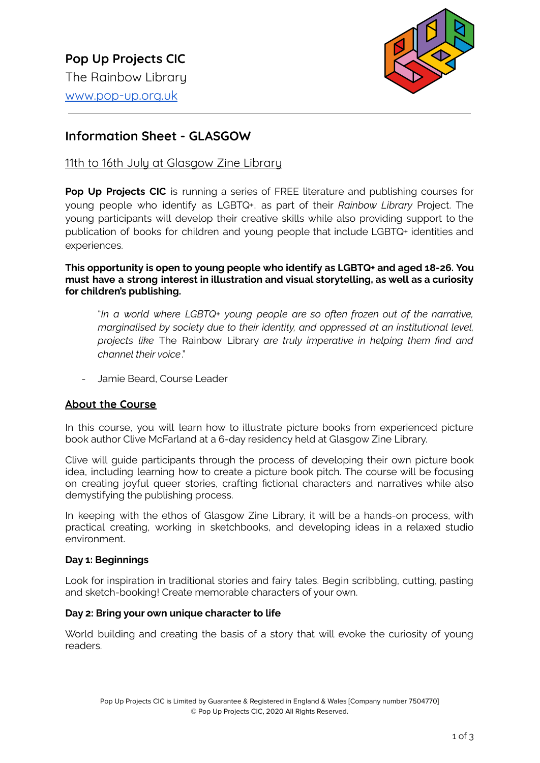**Pop Up Projects CIC**

The Rainbow Library

[www.pop-up.org.uk](http://www.pop-up.org.uk)

---

## Information Sheet - GLASGOW

11th to 16th July at Glasgow Zine Library

**Pop Up Projects CIC** is running a series of FREE literature and publishing courses for young people who identify as LGBTQ+, as part of their *Rainbow Library* Project. The young participants will develop their creative skills while also providing support to the publication of books for children and young people that include LGBTQ+ identities and experiences.

**This opportunity is open to young people who identify as LGBTQ+ and aged 18-26. You must have a strong interest in illustration and visual storytelling, as well as a curiosity for children's publishing.**

> "*In a world where LGBTQ+ young people are so often frozen out of the narrative, marginalised by society due to their identity, and oppressed at an institutional level, projects like* The Rainbow Library *are truly imperative in helping them find and channel their voice*."
>
> - Jamie Beard, Course Leader

### About the Course

In this course, you will learn how to illustrate picture books from experienced picture book author Clive McFarland at a 6-day residency held at Glasgow Zine Library.

Clive will guide participants through the process of developing their own picture book idea, including learning how to create a picture book pitch. The course will be focusing on creating joyful queer stories, crafting fictional characters and narratives while also demystifying the publishing process.

In keeping with the ethos of Glasgow Zine Library, it will be a hands-on process, with practical creating, working in sketchbooks, and developing ideas in a relaxed studio environment.

**Day 1: Beginnings**

Look for inspiration in traditional stories and fairy tales. Begin scribbling, cutting, pasting and sketch-booking! Create memorable characters of your own.

**Day 2: Bring your own unique character to life**

World building and creating the basis of a story that will evoke the curiosity of young readers.

Pop Up Projects CIC is Limited by Guarantee & Registered in England & Wales [Company number 7504770]
© Pop Up Projects CIC, 2020 All Rights Reserved.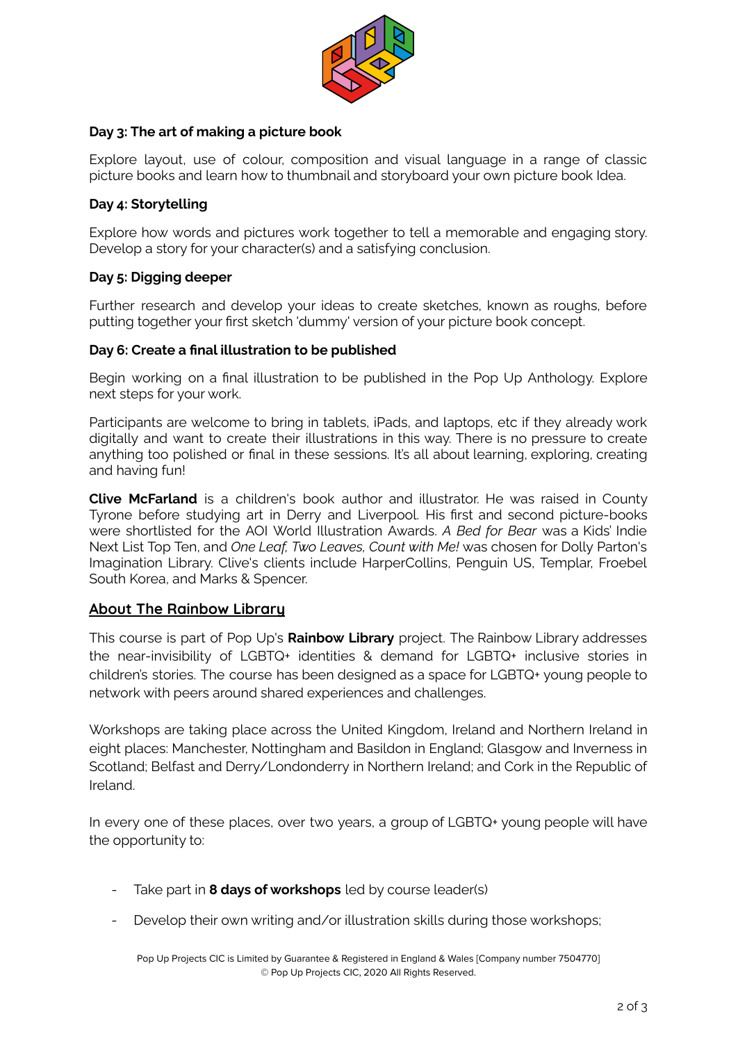### Day 3: The art of making a picture book

Explore layout, use of colour, composition and visual language in a range of classic picture books and learn how to thumbnail and storyboard your own picture book Idea.

### Day 4: Storytelling

Explore how words and pictures work together to tell a memorable and engaging story. Develop a story for your character(s) and a satisfying conclusion.

### Day 5: Digging deeper

Further research and develop your ideas to create sketches, known as roughs, before putting together your first sketch 'dummy' version of your picture book concept.

### Day 6: Create a final illustration to be published

Begin working on a final illustration to be published in the Pop Up Anthology. Explore next steps for your work.

Participants are welcome to bring in tablets, iPads, and laptops, etc if they already work digitally and want to create their illustrations in this way. There is no pressure to create anything too polished or final in these sessions. It's all about learning, exploring, creating and having fun!

**Clive McFarland** is a children's book author and illustrator. He was raised in County Tyrone before studying art in Derry and Liverpool. His first and second picture-books were shortlisted for the AOI World Illustration Awards. *A Bed for Bear* was a Kids' Indie Next List Top Ten, and *One Leaf, Two Leaves, Count with Me!* was chosen for Dolly Parton's Imagination Library. Clive's clients include HarperCollins, Penguin US, Templar, Froebel South Korea, and Marks & Spencer.

## About The Rainbow Library

This course is part of Pop Up's **Rainbow Library** project. The Rainbow Library addresses the near-invisibility of LGBTQ+ identities & demand for LGBTQ+ inclusive stories in children's stories. The course has been designed as a space for LGBTQ+ young people to network with peers around shared experiences and challenges.

Workshops are taking place across the United Kingdom, Ireland and Northern Ireland in eight places: Manchester, Nottingham and Basildon in England; Glasgow and Inverness in Scotland; Belfast and Derry/Londonderry in Northern Ireland; and Cork in the Republic of Ireland.

In every one of these places, over two years, a group of LGBTQ+ young people will have the opportunity to:

- Take part in **8 days of workshops** led by course leader(s)
- Develop their own writing and/or illustration skills during those workshops;

Pop Up Projects CIC is Limited by Guarantee & Registered in England & Wales [Company number 7504770]
© Pop Up Projects CIC, 2020 All Rights Reserved.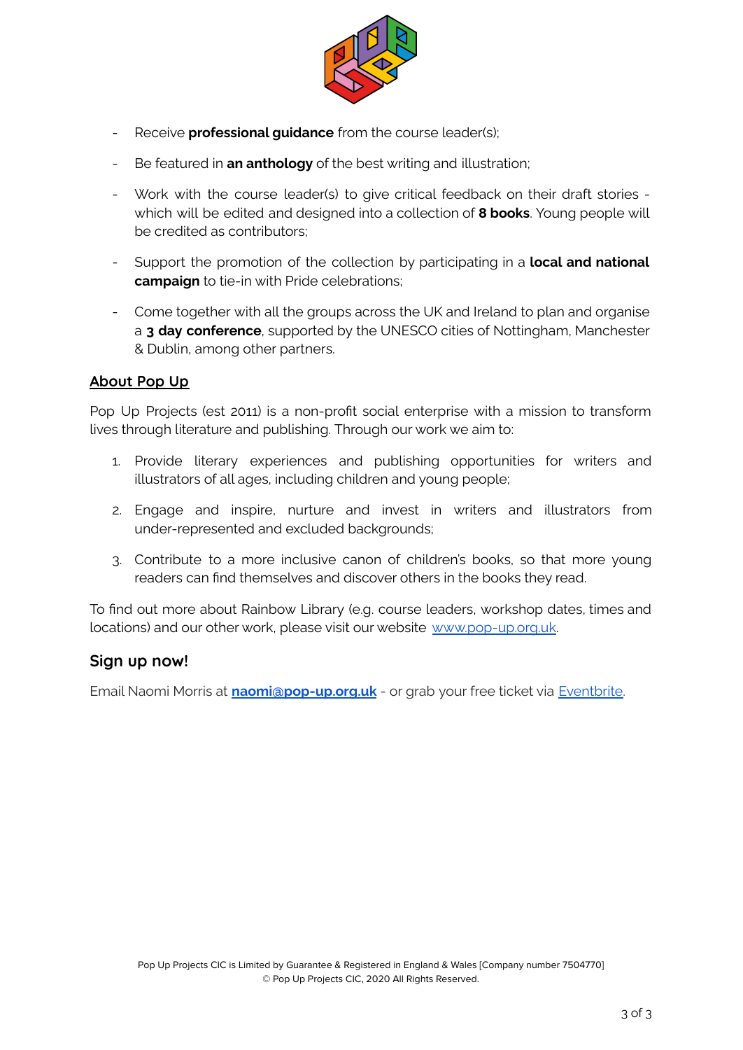- Receive **professional guidance** from the course leader(s);
- Be featured in **an anthology** of the best writing and illustration;
- Work with the course leader(s) to give critical feedback on their draft stories - which will be edited and designed into a collection of **8 books**. Young people will be credited as contributors;
- Support the promotion of the collection by participating in a **local and national campaign** to tie-in with Pride celebrations;
- Come together with all the groups across the UK and Ireland to plan and organise a **3 day conference**, supported by the UNESCO cities of Nottingham, Manchester & Dublin, among other partners.

## About Pop Up

Pop Up Projects (est 2011) is a non-profit social enterprise with a mission to transform lives through literature and publishing. Through our work we aim to:

1. Provide literary experiences and publishing opportunities for writers and illustrators of all ages, including children and young people;
2. Engage and inspire, nurture and invest in writers and illustrators from under-represented and excluded backgrounds;
3. Contribute to a more inclusive canon of children's books, so that more young readers can find themselves and discover others in the books they read.

To find out more about Rainbow Library (e.g. course leaders, workshop dates, times and locations) and our other work, please visit our website [www.pop-up.org.uk](www.pop-up.org.uk).

## Sign up now!

Email Naomi Morris at **[naomi@pop-up.org.uk](mailto:naomi@pop-up.org.uk)** - or grab your free ticket via [Eventbrite](#).

Pop Up Projects CIC is Limited by Guarantee & Registered in England & Wales [Company number 7504770]
© Pop Up Projects CIC, 2020 All Rights Reserved.